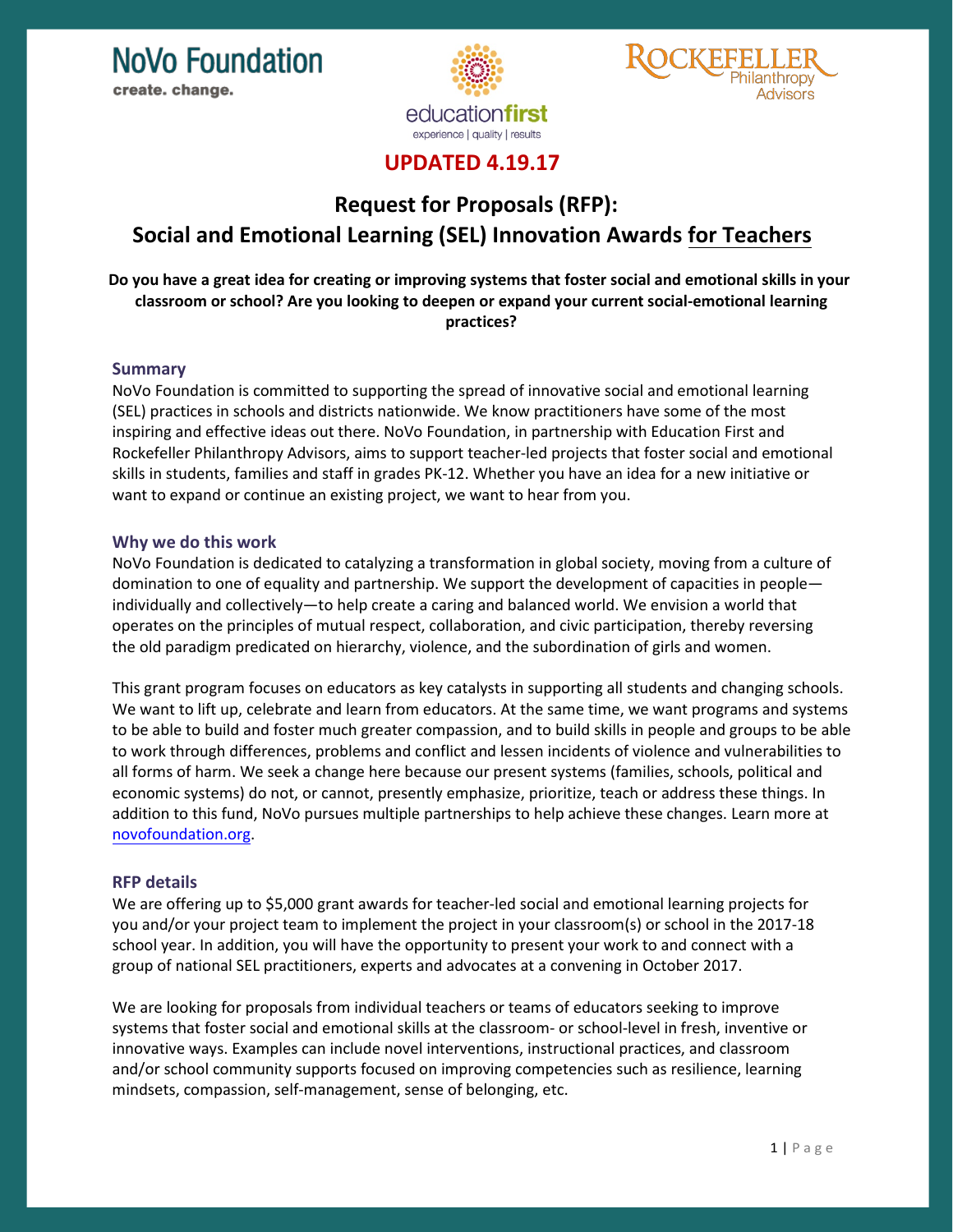NoVo Foundation
create. change.

education first
experience | quality | results

ROCKEFELLER Philanthropy Advisors

**UPDATED 4.19.17**

# Request for Proposals (RFP): Social and Emotional Learning (SEL) Innovation Awards for Teachers

**Do you have a great idea for creating or improving systems that foster social and emotional skills in your classroom or school? Are you looking to deepen or expand your current social-emotional learning practices?**

## Summary

NoVo Foundation is committed to supporting the spread of innovative social and emotional learning (SEL) practices in schools and districts nationwide. We know practitioners have some of the most inspiring and effective ideas out there. NoVo Foundation, in partnership with Education First and Rockefeller Philanthropy Advisors, aims to support teacher-led projects that foster social and emotional skills in students, families and staff in grades PK-12. Whether you have an idea for a new initiative or want to expand or continue an existing project, we want to hear from you.

## Why we do this work

NoVo Foundation is dedicated to catalyzing a transformation in global society, moving from a culture of domination to one of equality and partnership. We support the development of capacities in people—individually and collectively—to help create a caring and balanced world. We envision a world that operates on the principles of mutual respect, collaboration, and civic participation, thereby reversing the old paradigm predicated on hierarchy, violence, and the subordination of girls and women.

This grant program focuses on educators as key catalysts in supporting all students and changing schools. We want to lift up, celebrate and learn from educators. At the same time, we want programs and systems to be able to build and foster much greater compassion, and to build skills in people and groups to be able to work through differences, problems and conflict and lessen incidents of violence and vulnerabilities to all forms of harm. We seek a change here because our present systems (families, schools, political and economic systems) do not, or cannot, presently emphasize, prioritize, teach or address these things. In addition to this fund, NoVo pursues multiple partnerships to help achieve these changes. Learn more at novofoundation.org.

## RFP details

We are offering up to $5,000 grant awards for teacher-led social and emotional learning projects for you and/or your project team to implement the project in your classroom(s) or school in the 2017-18 school year. In addition, you will have the opportunity to present your work to and connect with a group of national SEL practitioners, experts and advocates at a convening in October 2017.

We are looking for proposals from individual teachers or teams of educators seeking to improve systems that foster social and emotional skills at the classroom- or school-level in fresh, inventive or innovative ways. Examples can include novel interventions, instructional practices, and classroom and/or school community supports focused on improving competencies such as resilience, learning mindsets, compassion, self-management, sense of belonging, etc.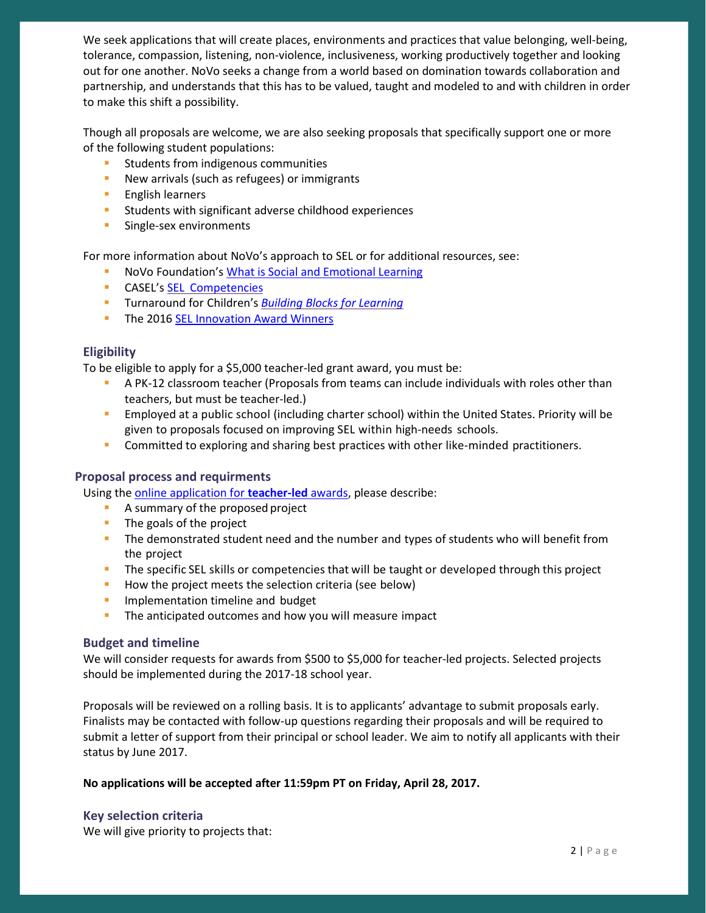We seek applications that will create places, environments and practices that value belonging, well-being, tolerance, compassion, listening, non-violence, inclusiveness, working productively together and looking out for one another. NoVo seeks a change from a world based on domination towards collaboration and partnership, and understands that this has to be valued, taught and modeled to and with children in order to make this shift a possibility.

Though all proposals are welcome, we are also seeking proposals that specifically support one or more of the following student populations:

- Students from indigenous communities
- New arrivals (such as refugees) or immigrants
- English learners
- Students with significant adverse childhood experiences
- Single-sex environments

For more information about NoVo's approach to SEL or for additional resources, see:

- NoVo Foundation's What is Social and Emotional Learning
- CASEL's SEL Competencies
- Turnaround for Children's *Building Blocks for Learning*
- The 2016 SEL Innovation Award Winners

## Eligibility

To be eligible to apply for a $5,000 teacher-led grant award, you must be:

- A PK-12 classroom teacher (Proposals from teams can include individuals with roles other than teachers, but must be teacher-led.)
- Employed at a public school (including charter school) within the United States. Priority will be given to proposals focused on improving SEL within high-needs schools.
- Committed to exploring and sharing best practices with other like-minded practitioners.

## Proposal process and requirments

Using the online application for **teacher-led** awards, please describe:

- A summary of the proposed project
- The goals of the project
- The demonstrated student need and the number and types of students who will benefit from the project
- The specific SEL skills or competencies that will be taught or developed through this project
- How the project meets the selection criteria (see below)
- Implementation timeline and budget
- The anticipated outcomes and how you will measure impact

## Budget and timeline

We will consider requests for awards from $500 to $5,000 for teacher-led projects. Selected projects should be implemented during the 2017-18 school year.

Proposals will be reviewed on a rolling basis. It is to applicants' advantage to submit proposals early. Finalists may be contacted with follow-up questions regarding their proposals and will be required to submit a letter of support from their principal or school leader. We aim to notify all applicants with their status by June 2017.

**No applications will be accepted after 11:59pm PT on Friday, April 28, 2017.**

## Key selection criteria

We will give priority to projects that: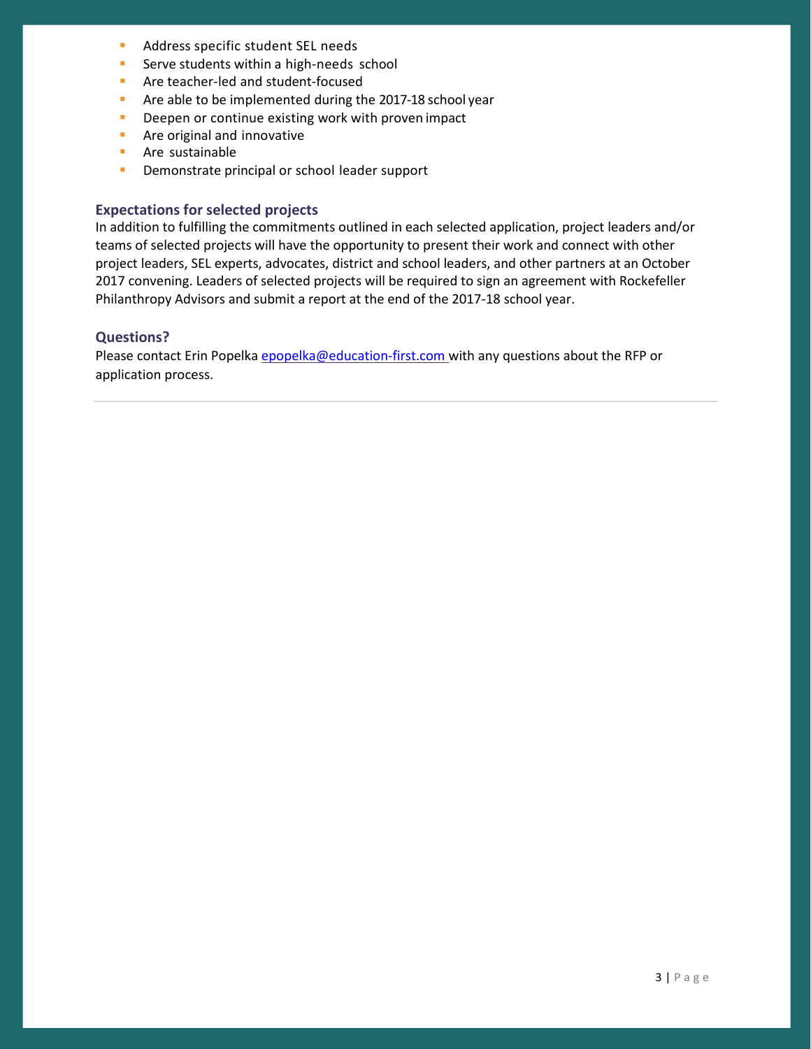- Address specific student SEL needs
- Serve students within a high-needs school
- Are teacher-led and student-focused
- Are able to be implemented during the 2017-18 school year
- Deepen or continue existing work with proven impact
- Are original and innovative
- Are sustainable
- Demonstrate principal or school leader support

### Expectations for selected projects

In addition to fulfilling the commitments outlined in each selected application, project leaders and/or teams of selected projects will have the opportunity to present their work and connect with other project leaders, SEL experts, advocates, district and school leaders, and other partners at an October 2017 convening. Leaders of selected projects will be required to sign an agreement with Rockefeller Philanthropy Advisors and submit a report at the end of the 2017-18 school year.

### Questions?

Please contact Erin Popelka [epopelka@education-first.com](mailto:epopelka@education-first.com) with any questions about the RFP or application process.